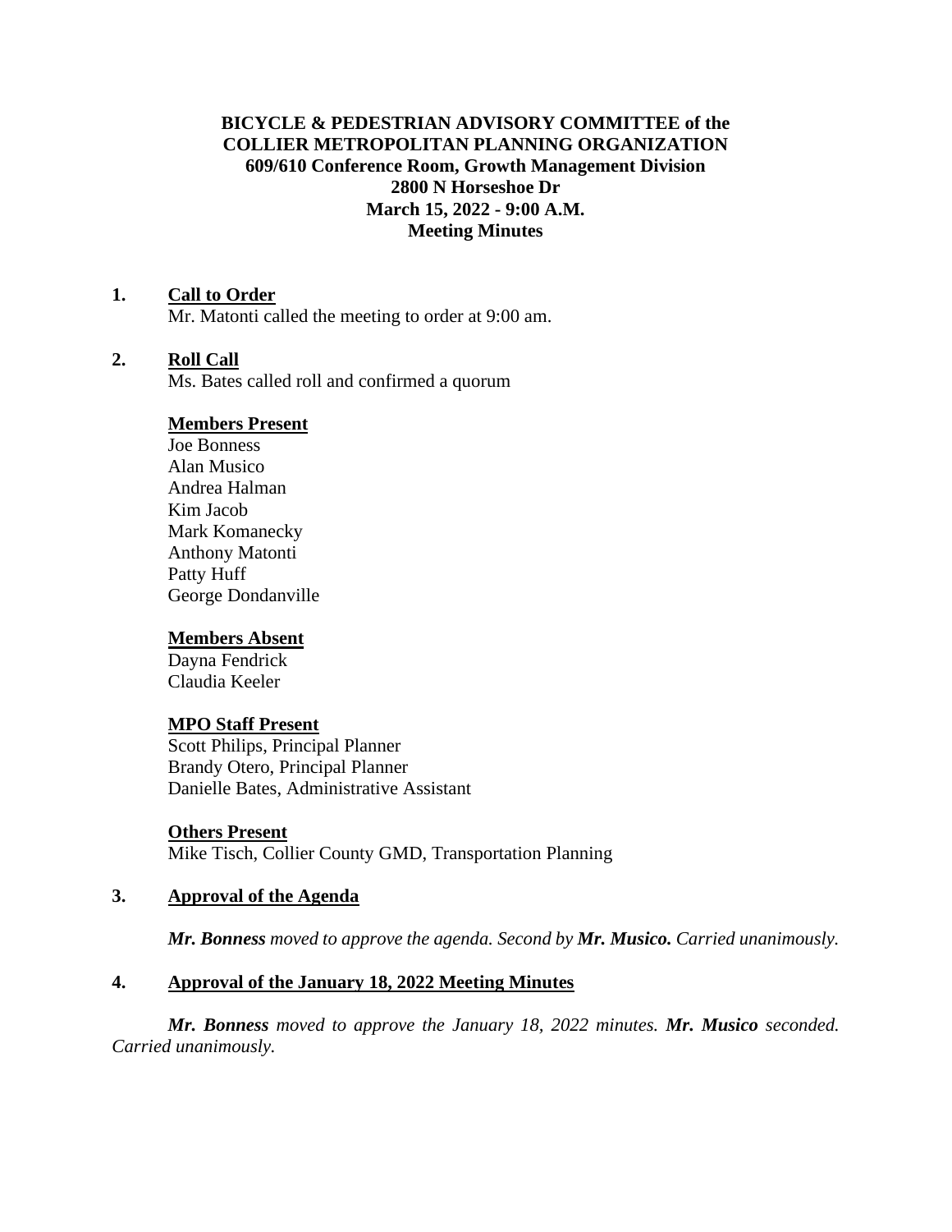**BICYCLE & PEDESTRIAN ADVISORY COMMITTEE of the COLLIER METROPOLITAN PLANNING ORGANIZATION**
**609/610 Conference Room, Growth Management Division**
**2800 N Horseshoe Dr**
**March 15, 2022 - 9:00 A.M.**
**Meeting Minutes**

## 1. Call to Order

Mr. Matonti called the meeting to order at 9:00 am.

## 2. Roll Call

Ms. Bates called roll and confirmed a quorum

**Members Present**

Joe Bonness
Alan Musico
Andrea Halman
Kim Jacob
Mark Komanecky
Anthony Matonti
Patty Huff
George Dondanville

**Members Absent**

Dayna Fendrick
Claudia Keeler

**MPO Staff Present**

Scott Philips, Principal Planner
Brandy Otero, Principal Planner
Danielle Bates, Administrative Assistant

**Others Present**

Mike Tisch, Collier County GMD, Transportation Planning

## 3. Approval of the Agenda

***Mr. Bonness** moved to approve the agenda. Second by **Mr. Musico.** Carried unanimously.*

## 4. Approval of the January 18, 2022 Meeting Minutes

***Mr. Bonness** moved to approve the January 18, 2022 minutes. **Mr. Musico** seconded. Carried unanimously.*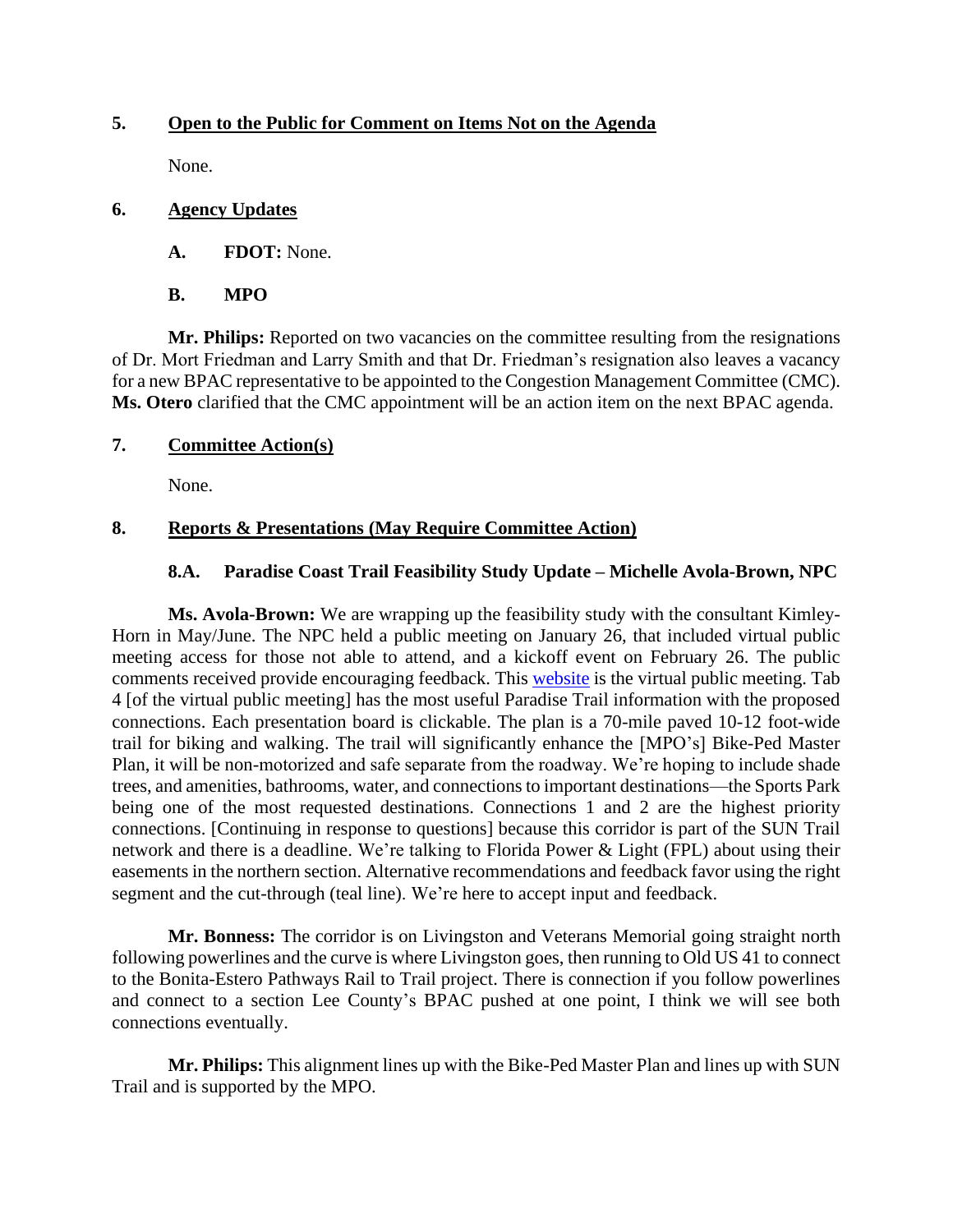## 5. Open to the Public for Comment on Items Not on the Agenda

None.

## 6. Agency Updates

**A. FDOT:** None.

**B. MPO**

**Mr. Philips:** Reported on two vacancies on the committee resulting from the resignations of Dr. Mort Friedman and Larry Smith and that Dr. Friedman's resignation also leaves a vacancy for a new BPAC representative to be appointed to the Congestion Management Committee (CMC). **Ms. Otero** clarified that the CMC appointment will be an action item on the next BPAC agenda.

## 7. Committee Action(s)

None.

## 8. Reports & Presentations (May Require Committee Action)

### 8.A. Paradise Coast Trail Feasibility Study Update – Michelle Avola-Brown, NPC

**Ms. Avola-Brown:** We are wrapping up the feasibility study with the consultant Kimley-Horn in May/June. The NPC held a public meeting on January 26, that included virtual public meeting access for those not able to attend, and a kickoff event on February 26. The public comments received provide encouraging feedback. This website is the virtual public meeting. Tab 4 [of the virtual public meeting] has the most useful Paradise Trail information with the proposed connections. Each presentation board is clickable. The plan is a 70-mile paved 10-12 foot-wide trail for biking and walking. The trail will significantly enhance the [MPO's] Bike-Ped Master Plan, it will be non-motorized and safe separate from the roadway. We're hoping to include shade trees, and amenities, bathrooms, water, and connections to important destinations—the Sports Park being one of the most requested destinations. Connections 1 and 2 are the highest priority connections. [Continuing in response to questions] because this corridor is part of the SUN Trail network and there is a deadline. We're talking to Florida Power & Light (FPL) about using their easements in the northern section. Alternative recommendations and feedback favor using the right segment and the cut-through (teal line). We're here to accept input and feedback.

**Mr. Bonness:** The corridor is on Livingston and Veterans Memorial going straight north following powerlines and the curve is where Livingston goes, then running to Old US 41 to connect to the Bonita-Estero Pathways Rail to Trail project. There is connection if you follow powerlines and connect to a section Lee County's BPAC pushed at one point, I think we will see both connections eventually.

**Mr. Philips:** This alignment lines up with the Bike-Ped Master Plan and lines up with SUN Trail and is supported by the MPO.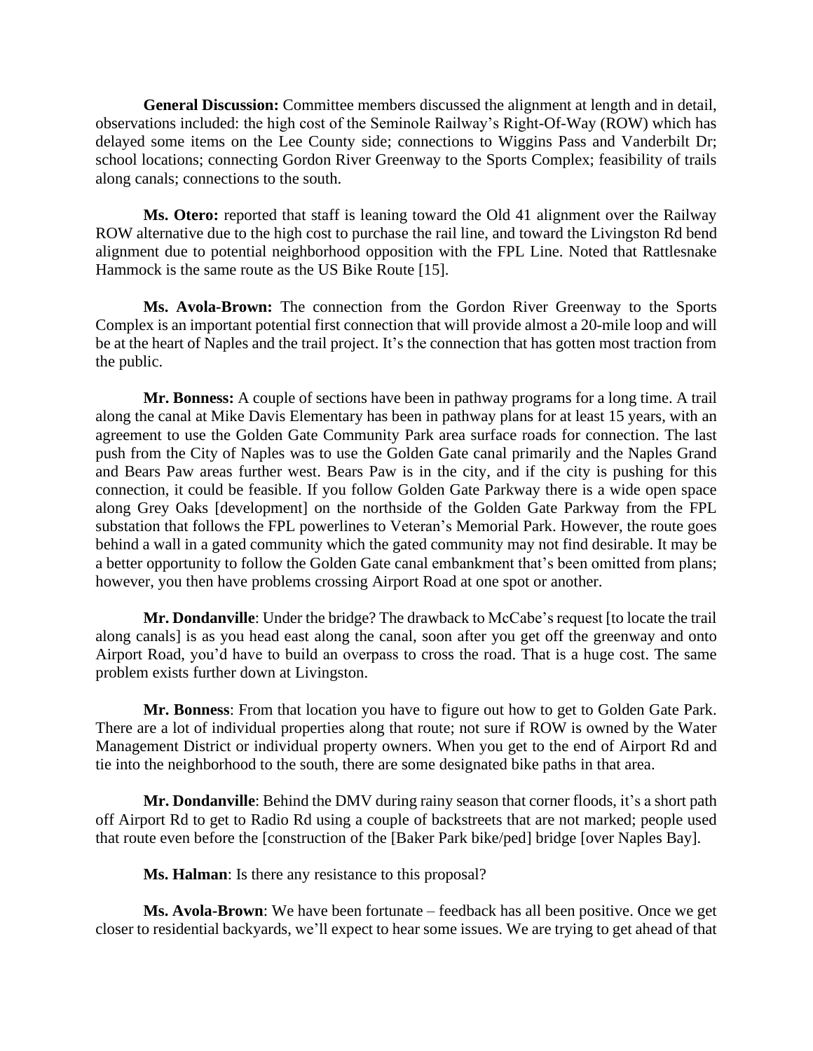**General Discussion:** Committee members discussed the alignment at length and in detail, observations included: the high cost of the Seminole Railway's Right-Of-Way (ROW) which has delayed some items on the Lee County side; connections to Wiggins Pass and Vanderbilt Dr; school locations; connecting Gordon River Greenway to the Sports Complex; feasibility of trails along canals; connections to the south.

**Ms. Otero:** reported that staff is leaning toward the Old 41 alignment over the Railway ROW alternative due to the high cost to purchase the rail line, and toward the Livingston Rd bend alignment due to potential neighborhood opposition with the FPL Line. Noted that Rattlesnake Hammock is the same route as the US Bike Route [15].

**Ms. Avola-Brown:** The connection from the Gordon River Greenway to the Sports Complex is an important potential first connection that will provide almost a 20-mile loop and will be at the heart of Naples and the trail project. It's the connection that has gotten most traction from the public.

**Mr. Bonness:** A couple of sections have been in pathway programs for a long time. A trail along the canal at Mike Davis Elementary has been in pathway plans for at least 15 years, with an agreement to use the Golden Gate Community Park area surface roads for connection. The last push from the City of Naples was to use the Golden Gate canal primarily and the Naples Grand and Bears Paw areas further west. Bears Paw is in the city, and if the city is pushing for this connection, it could be feasible. If you follow Golden Gate Parkway there is a wide open space along Grey Oaks [development] on the northside of the Golden Gate Parkway from the FPL substation that follows the FPL powerlines to Veteran's Memorial Park. However, the route goes behind a wall in a gated community which the gated community may not find desirable. It may be a better opportunity to follow the Golden Gate canal embankment that's been omitted from plans; however, you then have problems crossing Airport Road at one spot or another.

**Mr. Dondanville**: Under the bridge? The drawback to McCabe's request [to locate the trail along canals] is as you head east along the canal, soon after you get off the greenway and onto Airport Road, you'd have to build an overpass to cross the road. That is a huge cost. The same problem exists further down at Livingston.

**Mr. Bonness**: From that location you have to figure out how to get to Golden Gate Park. There are a lot of individual properties along that route; not sure if ROW is owned by the Water Management District or individual property owners. When you get to the end of Airport Rd and tie into the neighborhood to the south, there are some designated bike paths in that area.

**Mr. Dondanville**: Behind the DMV during rainy season that corner floods, it's a short path off Airport Rd to get to Radio Rd using a couple of backstreets that are not marked; people used that route even before the [construction of the [Baker Park bike/ped] bridge [over Naples Bay].

**Ms. Halman**: Is there any resistance to this proposal?

**Ms. Avola-Brown**: We have been fortunate – feedback has all been positive. Once we get closer to residential backyards, we'll expect to hear some issues. We are trying to get ahead of that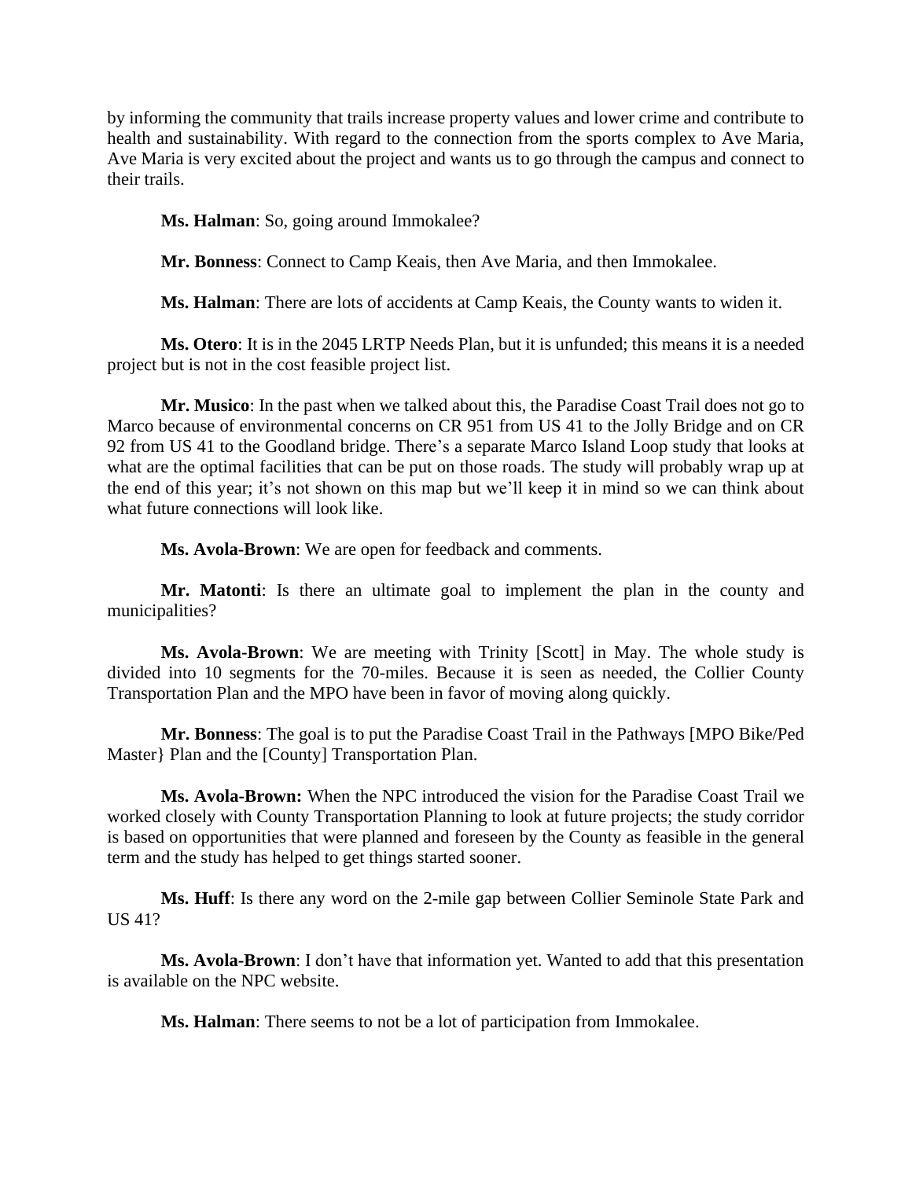by informing the community that trails increase property values and lower crime and contribute to health and sustainability. With regard to the connection from the sports complex to Ave Maria, Ave Maria is very excited about the project and wants us to go through the campus and connect to their trails.

**Ms. Halman**: So, going around Immokalee?

**Mr. Bonness**: Connect to Camp Keais, then Ave Maria, and then Immokalee.

**Ms. Halman**: There are lots of accidents at Camp Keais, the County wants to widen it.

**Ms. Otero**: It is in the 2045 LRTP Needs Plan, but it is unfunded; this means it is a needed project but is not in the cost feasible project list.

**Mr. Musico**: In the past when we talked about this, the Paradise Coast Trail does not go to Marco because of environmental concerns on CR 951 from US 41 to the Jolly Bridge and on CR 92 from US 41 to the Goodland bridge. There's a separate Marco Island Loop study that looks at what are the optimal facilities that can be put on those roads. The study will probably wrap up at the end of this year; it's not shown on this map but we'll keep it in mind so we can think about what future connections will look like.

**Ms. Avola-Brown**: We are open for feedback and comments.

**Mr. Matonti**: Is there an ultimate goal to implement the plan in the county and municipalities?

**Ms. Avola-Brown**: We are meeting with Trinity [Scott] in May. The whole study is divided into 10 segments for the 70-miles. Because it is seen as needed, the Collier County Transportation Plan and the MPO have been in favor of moving along quickly.

**Mr. Bonness**: The goal is to put the Paradise Coast Trail in the Pathways [MPO Bike/Ped Master} Plan and the [County] Transportation Plan.

**Ms. Avola-Brown:** When the NPC introduced the vision for the Paradise Coast Trail we worked closely with County Transportation Planning to look at future projects; the study corridor is based on opportunities that were planned and foreseen by the County as feasible in the general term and the study has helped to get things started sooner.

**Ms. Huff**: Is there any word on the 2-mile gap between Collier Seminole State Park and US 41?

**Ms. Avola-Brown**: I don't have that information yet. Wanted to add that this presentation is available on the NPC website.

**Ms. Halman**: There seems to not be a lot of participation from Immokalee.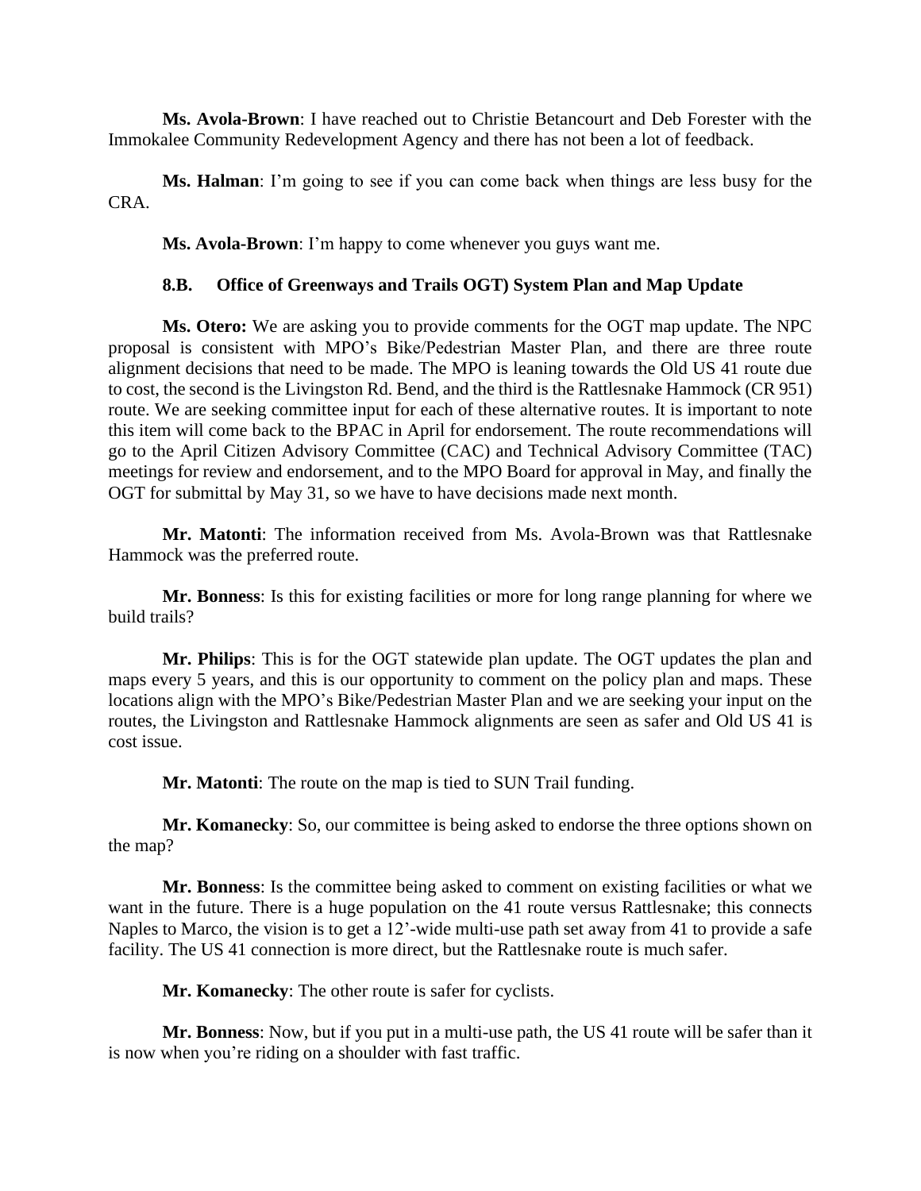**Ms. Avola-Brown**: I have reached out to Christie Betancourt and Deb Forester with the Immokalee Community Redevelopment Agency and there has not been a lot of feedback.

**Ms. Halman**: I'm going to see if you can come back when things are less busy for the CRA.

**Ms. Avola-Brown**: I'm happy to come whenever you guys want me.

**8.B. Office of Greenways and Trails OGT) System Plan and Map Update**

**Ms. Otero:** We are asking you to provide comments for the OGT map update. The NPC proposal is consistent with MPO's Bike/Pedestrian Master Plan, and there are three route alignment decisions that need to be made. The MPO is leaning towards the Old US 41 route due to cost, the second is the Livingston Rd. Bend, and the third is the Rattlesnake Hammock (CR 951) route. We are seeking committee input for each of these alternative routes. It is important to note this item will come back to the BPAC in April for endorsement. The route recommendations will go to the April Citizen Advisory Committee (CAC) and Technical Advisory Committee (TAC) meetings for review and endorsement, and to the MPO Board for approval in May, and finally the OGT for submittal by May 31, so we have to have decisions made next month.

**Mr. Matonti**: The information received from Ms. Avola-Brown was that Rattlesnake Hammock was the preferred route.

**Mr. Bonness**: Is this for existing facilities or more for long range planning for where we build trails?

**Mr. Philips**: This is for the OGT statewide plan update. The OGT updates the plan and maps every 5 years, and this is our opportunity to comment on the policy plan and maps. These locations align with the MPO's Bike/Pedestrian Master Plan and we are seeking your input on the routes, the Livingston and Rattlesnake Hammock alignments are seen as safer and Old US 41 is cost issue.

**Mr. Matonti**: The route on the map is tied to SUN Trail funding.

**Mr. Komanecky**: So, our committee is being asked to endorse the three options shown on the map?

**Mr. Bonness**: Is the committee being asked to comment on existing facilities or what we want in the future. There is a huge population on the 41 route versus Rattlesnake; this connects Naples to Marco, the vision is to get a 12'-wide multi-use path set away from 41 to provide a safe facility. The US 41 connection is more direct, but the Rattlesnake route is much safer.

**Mr. Komanecky**: The other route is safer for cyclists.

**Mr. Bonness**: Now, but if you put in a multi-use path, the US 41 route will be safer than it is now when you're riding on a shoulder with fast traffic.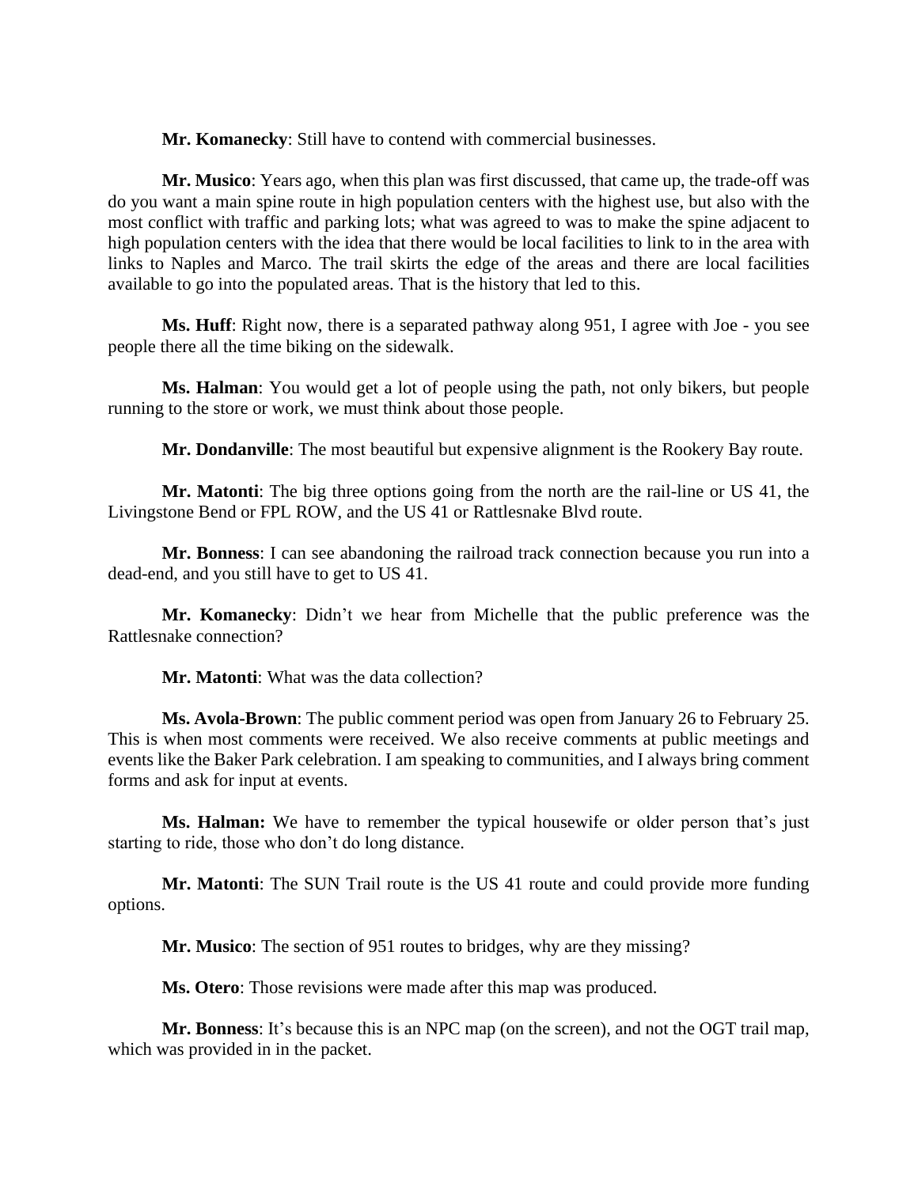**Mr. Komanecky**: Still have to contend with commercial businesses.

**Mr. Musico**: Years ago, when this plan was first discussed, that came up, the trade-off was do you want a main spine route in high population centers with the highest use, but also with the most conflict with traffic and parking lots; what was agreed to was to make the spine adjacent to high population centers with the idea that there would be local facilities to link to in the area with links to Naples and Marco. The trail skirts the edge of the areas and there are local facilities available to go into the populated areas. That is the history that led to this.

**Ms. Huff**: Right now, there is a separated pathway along 951, I agree with Joe - you see people there all the time biking on the sidewalk.

**Ms. Halman**: You would get a lot of people using the path, not only bikers, but people running to the store or work, we must think about those people.

**Mr. Dondanville**: The most beautiful but expensive alignment is the Rookery Bay route.

**Mr. Matonti**: The big three options going from the north are the rail-line or US 41, the Livingstone Bend or FPL ROW, and the US 41 or Rattlesnake Blvd route.

**Mr. Bonness**: I can see abandoning the railroad track connection because you run into a dead-end, and you still have to get to US 41.

**Mr. Komanecky**: Didn't we hear from Michelle that the public preference was the Rattlesnake connection?

**Mr. Matonti**: What was the data collection?

**Ms. Avola-Brown**: The public comment period was open from January 26 to February 25. This is when most comments were received. We also receive comments at public meetings and events like the Baker Park celebration. I am speaking to communities, and I always bring comment forms and ask for input at events.

**Ms. Halman:** We have to remember the typical housewife or older person that's just starting to ride, those who don't do long distance.

**Mr. Matonti**: The SUN Trail route is the US 41 route and could provide more funding options.

**Mr. Musico**: The section of 951 routes to bridges, why are they missing?

**Ms. Otero**: Those revisions were made after this map was produced.

**Mr. Bonness**: It's because this is an NPC map (on the screen), and not the OGT trail map, which was provided in in the packet.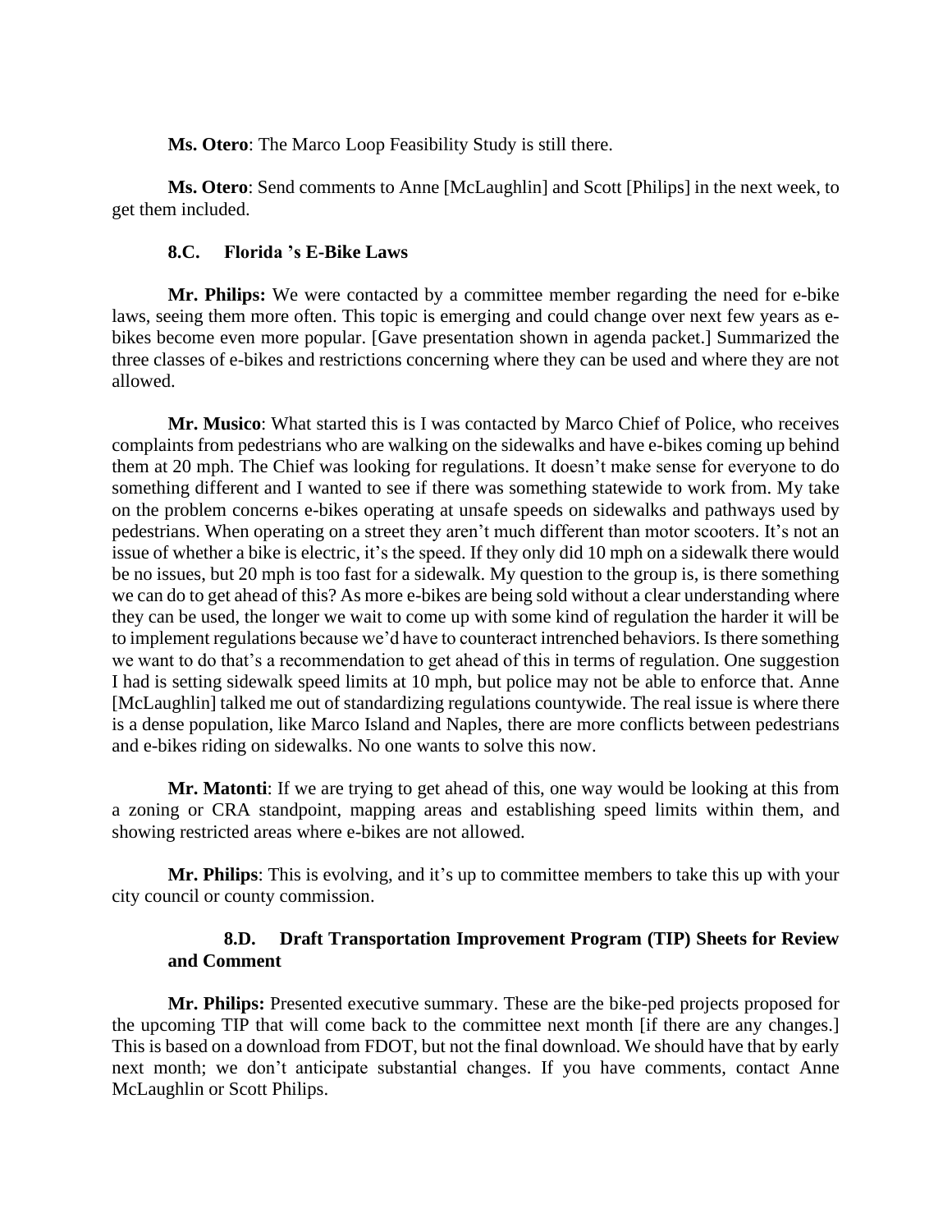**Ms. Otero**: The Marco Loop Feasibility Study is still there.

**Ms. Otero**: Send comments to Anne [McLaughlin] and Scott [Philips] in the next week, to get them included.

### 8.C. Florida 's E-Bike Laws

**Mr. Philips:** We were contacted by a committee member regarding the need for e-bike laws, seeing them more often. This topic is emerging and could change over next few years as e-bikes become even more popular. [Gave presentation shown in agenda packet.] Summarized the three classes of e-bikes and restrictions concerning where they can be used and where they are not allowed.

**Mr. Musico**: What started this is I was contacted by Marco Chief of Police, who receives complaints from pedestrians who are walking on the sidewalks and have e-bikes coming up behind them at 20 mph. The Chief was looking for regulations. It doesn't make sense for everyone to do something different and I wanted to see if there was something statewide to work from. My take on the problem concerns e-bikes operating at unsafe speeds on sidewalks and pathways used by pedestrians. When operating on a street they aren't much different than motor scooters. It's not an issue of whether a bike is electric, it's the speed. If they only did 10 mph on a sidewalk there would be no issues, but 20 mph is too fast for a sidewalk. My question to the group is, is there something we can do to get ahead of this? As more e-bikes are being sold without a clear understanding where they can be used, the longer we wait to come up with some kind of regulation the harder it will be to implement regulations because we'd have to counteract intrenched behaviors. Is there something we want to do that's a recommendation to get ahead of this in terms of regulation. One suggestion I had is setting sidewalk speed limits at 10 mph, but police may not be able to enforce that. Anne [McLaughlin] talked me out of standardizing regulations countywide. The real issue is where there is a dense population, like Marco Island and Naples, there are more conflicts between pedestrians and e-bikes riding on sidewalks. No one wants to solve this now.

**Mr. Matonti**: If we are trying to get ahead of this, one way would be looking at this from a zoning or CRA standpoint, mapping areas and establishing speed limits within them, and showing restricted areas where e-bikes are not allowed.

**Mr. Philips**: This is evolving, and it's up to committee members to take this up with your city council or county commission.

### 8.D. Draft Transportation Improvement Program (TIP) Sheets for Review and Comment

**Mr. Philips:** Presented executive summary. These are the bike-ped projects proposed for the upcoming TIP that will come back to the committee next month [if there are any changes.] This is based on a download from FDOT, but not the final download. We should have that by early next month; we don't anticipate substantial changes. If you have comments, contact Anne McLaughlin or Scott Philips.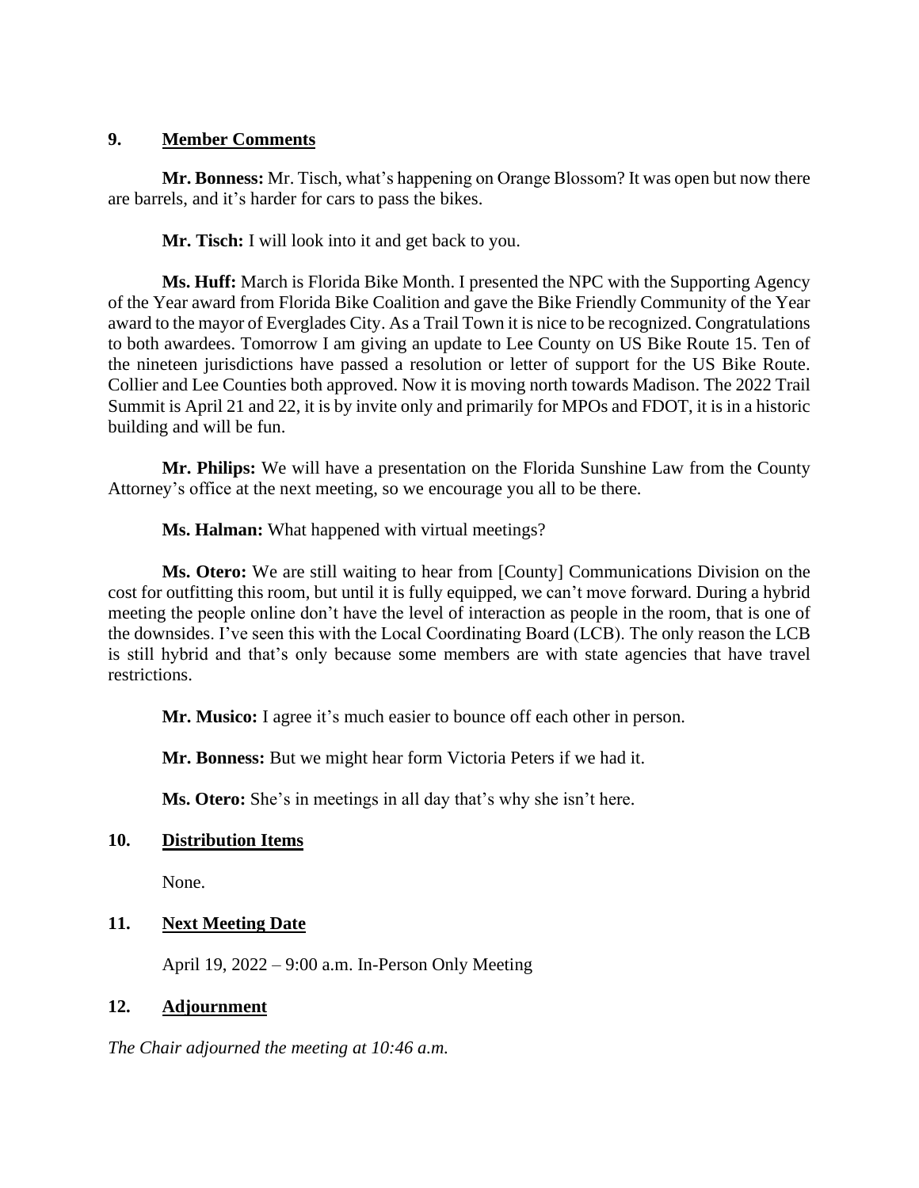## 9. Member Comments

**Mr. Bonness:** Mr. Tisch, what's happening on Orange Blossom? It was open but now there are barrels, and it's harder for cars to pass the bikes.

**Mr. Tisch:** I will look into it and get back to you.

**Ms. Huff:** March is Florida Bike Month. I presented the NPC with the Supporting Agency of the Year award from Florida Bike Coalition and gave the Bike Friendly Community of the Year award to the mayor of Everglades City. As a Trail Town it is nice to be recognized. Congratulations to both awardees. Tomorrow I am giving an update to Lee County on US Bike Route 15. Ten of the nineteen jurisdictions have passed a resolution or letter of support for the US Bike Route. Collier and Lee Counties both approved. Now it is moving north towards Madison. The 2022 Trail Summit is April 21 and 22, it is by invite only and primarily for MPOs and FDOT, it is in a historic building and will be fun.

**Mr. Philips:** We will have a presentation on the Florida Sunshine Law from the County Attorney's office at the next meeting, so we encourage you all to be there.

**Ms. Halman:** What happened with virtual meetings?

**Ms. Otero:** We are still waiting to hear from [County] Communications Division on the cost for outfitting this room, but until it is fully equipped, we can't move forward. During a hybrid meeting the people online don't have the level of interaction as people in the room, that is one of the downsides. I've seen this with the Local Coordinating Board (LCB). The only reason the LCB is still hybrid and that's only because some members are with state agencies that have travel restrictions.

**Mr. Musico:** I agree it's much easier to bounce off each other in person.

**Mr. Bonness:** But we might hear form Victoria Peters if we had it.

**Ms. Otero:** She's in meetings in all day that's why she isn't here.

## 10. Distribution Items

None.

## 11. Next Meeting Date

April 19, 2022 – 9:00 a.m. In-Person Only Meeting

## 12. Adjournment

*The Chair adjourned the meeting at 10:46 a.m.*